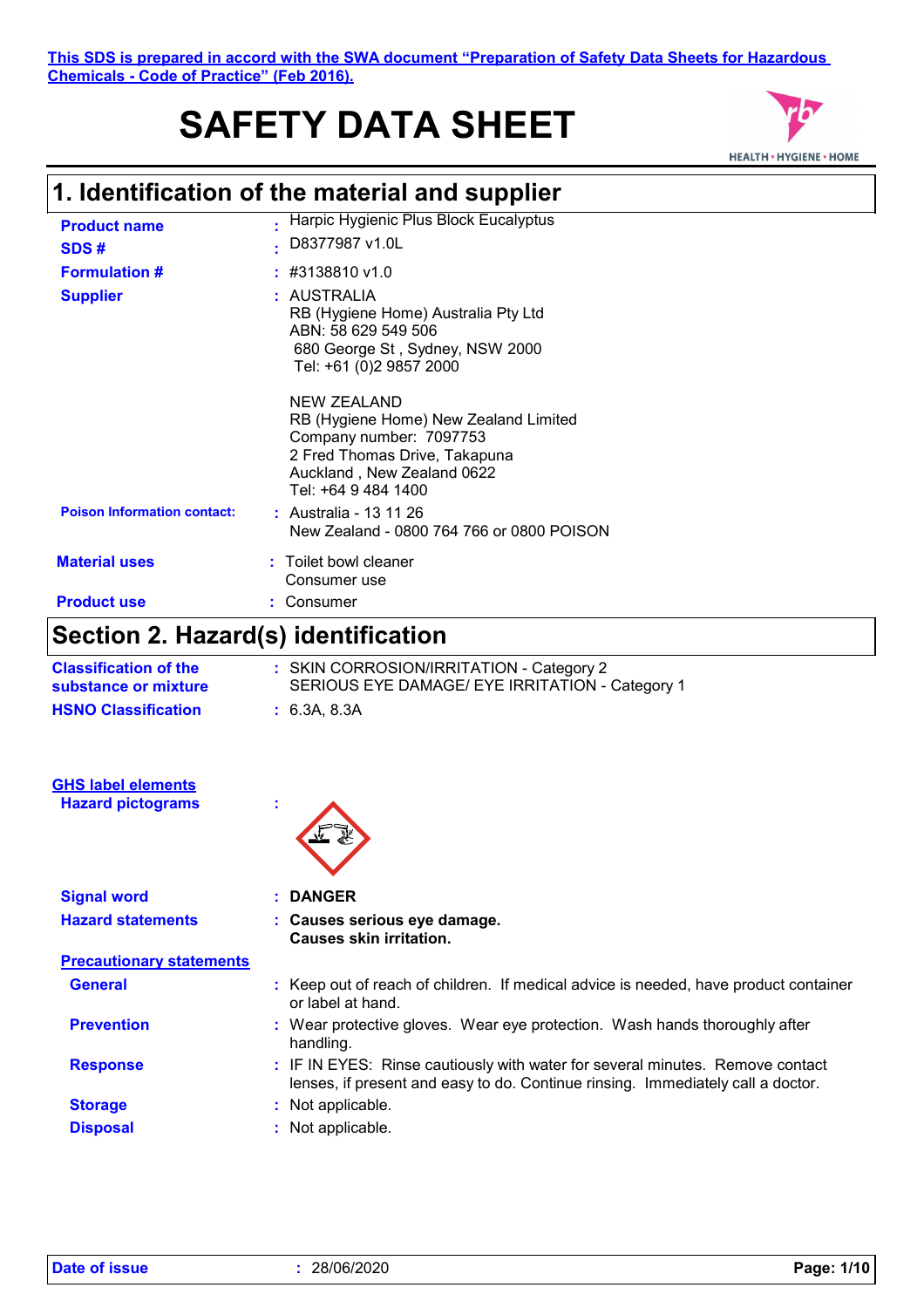This SDS is prepared in accord with the SWA document "Preparation of Safety Data Sheets for Hazardous Chemicals - Code of Practice" (Feb 2016).

# SAFETY DATA SHEET

## 1. Identification of the material and supplier

**Product name** : Harpic Hygienic Plus Block Eucalyptus

**SDS #** : D8377987 v1.0L

**Formulation #** : #3138810 v1.0

**Supplier** : AUSTRALIA
RB (Hygiene Home) Australia Pty Ltd
ABN: 58 629 549 506
680 George St , Sydney, NSW 2000
Tel: +61 (0)2 9857 2000

NEW ZEALAND
RB (Hygiene Home) New Zealand Limited
Company number: 7097753
2 Fred Thomas Drive, Takapuna
Auckland , New Zealand 0622
Tel: +64 9 484 1400

**Poison Information contact:** : Australia - 13 11 26
New Zealand - 0800 764 766 or 0800 POISON

**Material uses** : Toilet bowl cleaner
Consumer use

**Product use** : Consumer

## Section 2. Hazard(s) identification

**Classification of the substance or mixture** : SKIN CORROSION/IRRITATION - Category 2
SERIOUS EYE DAMAGE/ EYE IRRITATION - Category 1

**HSNO Classification** : 6.3A, 8.3A

**GHS label elements**

**Hazard pictograms** :

**Signal word** : **DANGER**

**Hazard statements** : **Causes serious eye damage.**
**Causes skin irritation.**

**Precautionary statements**

**General** : Keep out of reach of children. If medical advice is needed, have product container or label at hand.

**Prevention** : Wear protective gloves. Wear eye protection. Wash hands thoroughly after handling.

**Response** : IF IN EYES: Rinse cautiously with water for several minutes. Remove contact lenses, if present and easy to do. Continue rinsing. Immediately call a doctor.

**Storage** : Not applicable.

**Disposal** : Not applicable.

**Date of issue** : 28/06/2020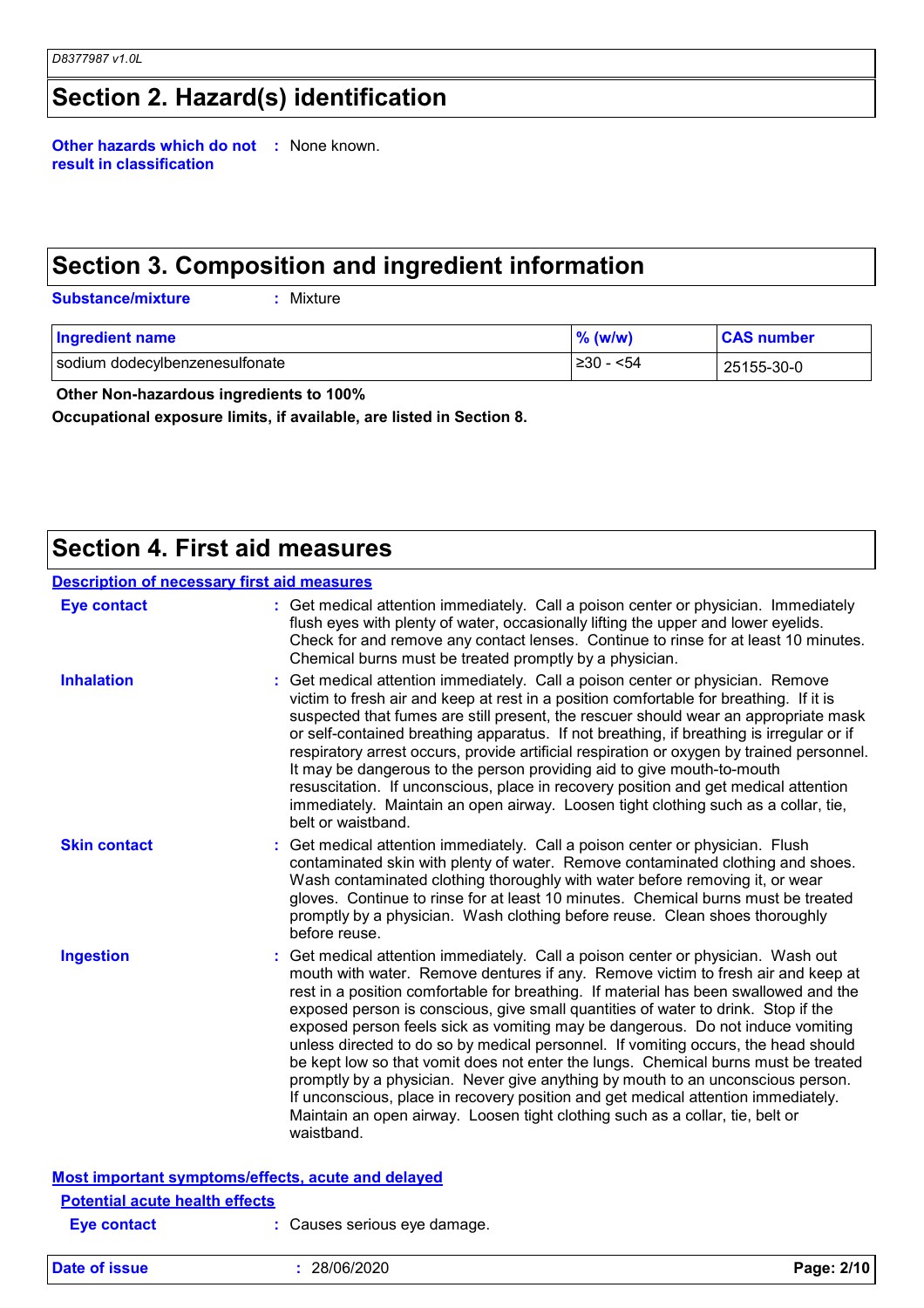## Section 2. Hazard(s) identification

**Other hazards which do not result in classification** : None known.

## Section 3. Composition and ingredient information

**Substance/mixture** : Mixture

| Ingredient name | % (w/w) | CAS number |
|---|---|---|
| sodium dodecylbenzenesulfonate | ≥30 - <54 | 25155-30-0 |

**Other Non-hazardous ingredients to 100%**

**Occupational exposure limits, if available, are listed in Section 8.**

## Section 4. First aid measures

### Description of necessary first aid measures

**Eye contact** : Get medical attention immediately. Call a poison center or physician. Immediately flush eyes with plenty of water, occasionally lifting the upper and lower eyelids. Check for and remove any contact lenses. Continue to rinse for at least 10 minutes. Chemical burns must be treated promptly by a physician.

**Inhalation** : Get medical attention immediately. Call a poison center or physician. Remove victim to fresh air and keep at rest in a position comfortable for breathing. If it is suspected that fumes are still present, the rescuer should wear an appropriate mask or self-contained breathing apparatus. If not breathing, if breathing is irregular or if respiratory arrest occurs, provide artificial respiration or oxygen by trained personnel. It may be dangerous to the person providing aid to give mouth-to-mouth resuscitation. If unconscious, place in recovery position and get medical attention immediately. Maintain an open airway. Loosen tight clothing such as a collar, tie, belt or waistband.

**Skin contact** : Get medical attention immediately. Call a poison center or physician. Flush contaminated skin with plenty of water. Remove contaminated clothing and shoes. Wash contaminated clothing thoroughly with water before removing it, or wear gloves. Continue to rinse for at least 10 minutes. Chemical burns must be treated promptly by a physician. Wash clothing before reuse. Clean shoes thoroughly before reuse.

**Ingestion** : Get medical attention immediately. Call a poison center or physician. Wash out mouth with water. Remove dentures if any. Remove victim to fresh air and keep at rest in a position comfortable for breathing. If material has been swallowed and the exposed person is conscious, give small quantities of water to drink. Stop if the exposed person feels sick as vomiting may be dangerous. Do not induce vomiting unless directed to do so by medical personnel. If vomiting occurs, the head should be kept low so that vomit does not enter the lungs. Chemical burns must be treated promptly by a physician. Never give anything by mouth to an unconscious person. If unconscious, place in recovery position and get medical attention immediately. Maintain an open airway. Loosen tight clothing such as a collar, tie, belt or waistband.

### Most important symptoms/effects, acute and delayed

#### Potential acute health effects

**Eye contact** : Causes serious eye damage.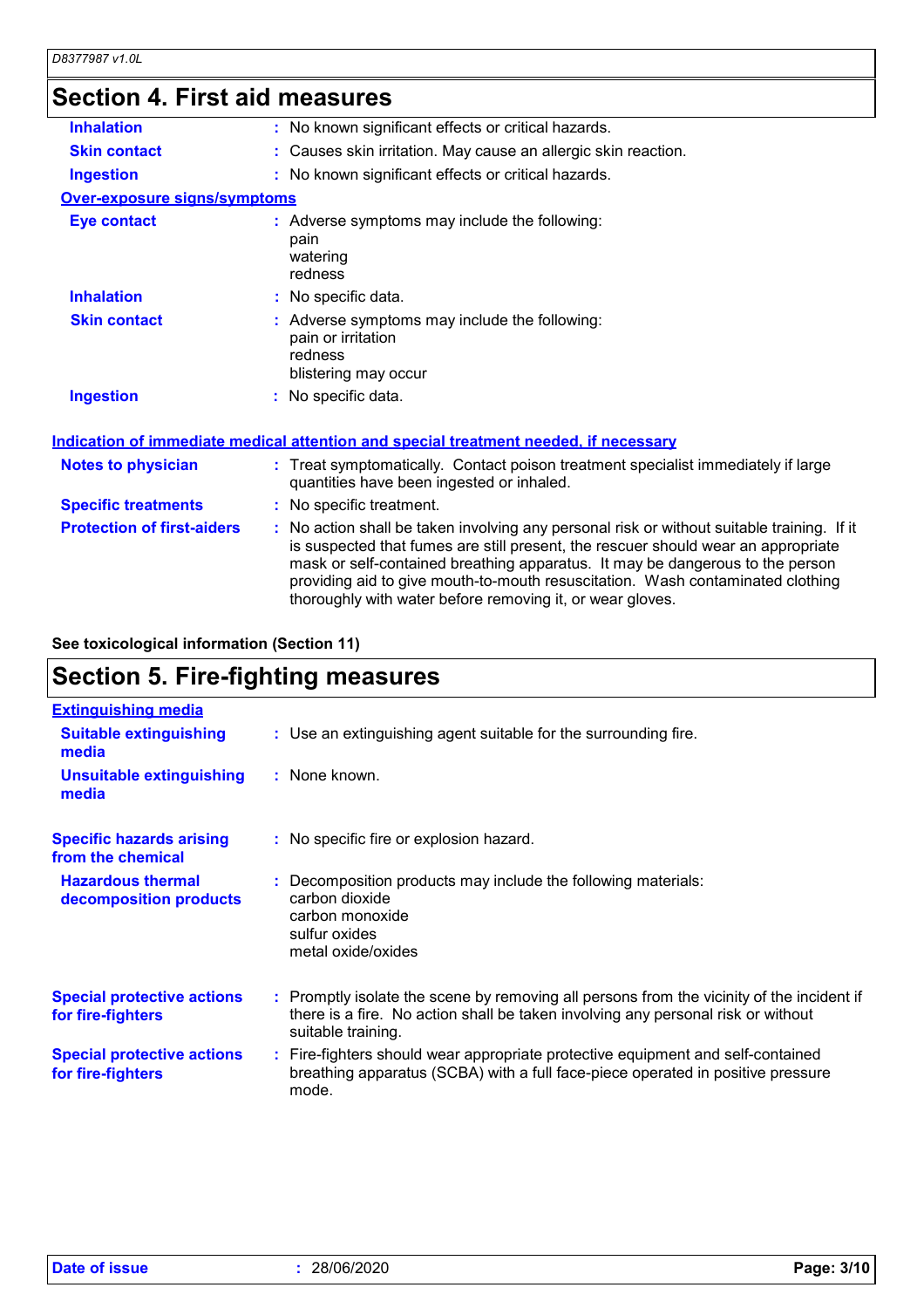## Section 4. First aid measures

| | |
|---|---|
| **Inhalation** | No known significant effects or critical hazards. |
| **Skin contact** | Causes skin irritation. May cause an allergic skin reaction. |
| **Ingestion** | No known significant effects or critical hazards. |

**Over-exposure signs/symptoms**

| | |
|---|---|
| **Eye contact** | Adverse symptoms may include the following:<br>pain<br>watering<br>redness |
| **Inhalation** | No specific data. |
| **Skin contact** | Adverse symptoms may include the following:<br>pain or irritation<br>redness<br>blistering may occur |
| **Ingestion** | No specific data. |

**Indication of immediate medical attention and special treatment needed, if necessary**

| | |
|---|---|
| **Notes to physician** | Treat symptomatically. Contact poison treatment specialist immediately if large quantities have been ingested or inhaled. |
| **Specific treatments** | No specific treatment. |
| **Protection of first-aiders** | No action shall be taken involving any personal risk or without suitable training. If it is suspected that fumes are still present, the rescuer should wear an appropriate mask or self-contained breathing apparatus. It may be dangerous to the person providing aid to give mouth-to-mouth resuscitation. Wash contaminated clothing thoroughly with water before removing it, or wear gloves. |

**See toxicological information (Section 11)**

## Section 5. Fire-fighting measures

**Extinguishing media**

| | |
|---|---|
| **Suitable extinguishing media** | Use an extinguishing agent suitable for the surrounding fire. |
| **Unsuitable extinguishing media** | None known. |

| | |
|---|---|
| **Specific hazards arising from the chemical** | No specific fire or explosion hazard. |
| **Hazardous thermal decomposition products** | Decomposition products may include the following materials:<br>carbon dioxide<br>carbon monoxide<br>sulfur oxides<br>metal oxide/oxides |
| **Special protective actions for fire-fighters** | Promptly isolate the scene by removing all persons from the vicinity of the incident if there is a fire. No action shall be taken involving any personal risk or without suitable training. |
| **Special protective actions for fire-fighters** | Fire-fighters should wear appropriate protective equipment and self-contained breathing apparatus (SCBA) with a full face-piece operated in positive pressure mode. |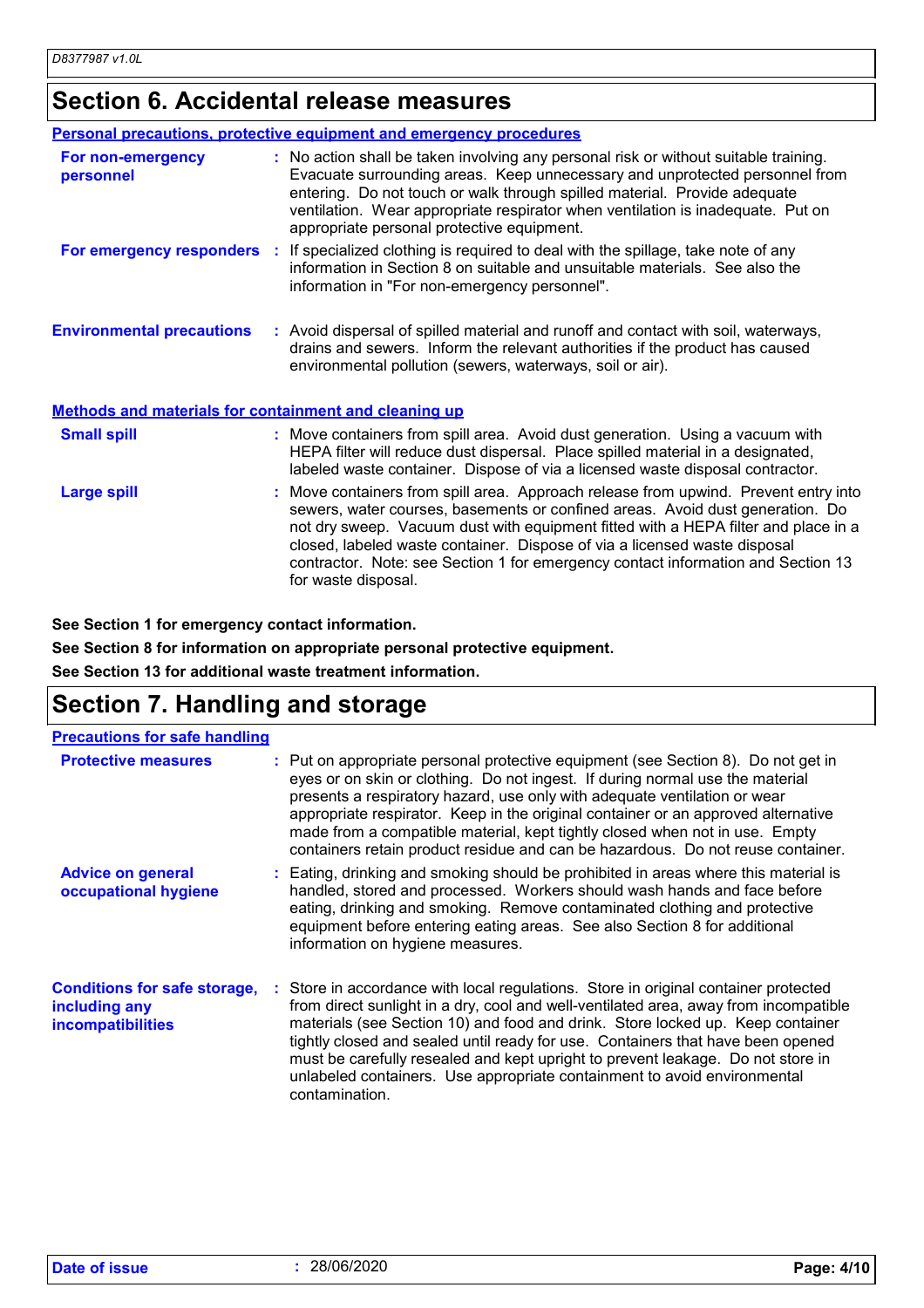## Section 6. Accidental release measures

### Personal precautions, protective equipment and emergency procedures

**For non-emergency personnel** : No action shall be taken involving any personal risk or without suitable training. Evacuate surrounding areas. Keep unnecessary and unprotected personnel from entering. Do not touch or walk through spilled material. Provide adequate ventilation. Wear appropriate respirator when ventilation is inadequate. Put on appropriate personal protective equipment.

**For emergency responders** : If specialized clothing is required to deal with the spillage, take note of any information in Section 8 on suitable and unsuitable materials. See also the information in "For non-emergency personnel".

**Environmental precautions** : Avoid dispersal of spilled material and runoff and contact with soil, waterways, drains and sewers. Inform the relevant authorities if the product has caused environmental pollution (sewers, waterways, soil or air).

### Methods and materials for containment and cleaning up

**Small spill** : Move containers from spill area. Avoid dust generation. Using a vacuum with HEPA filter will reduce dust dispersal. Place spilled material in a designated, labeled waste container. Dispose of via a licensed waste disposal contractor.

**Large spill** : Move containers from spill area. Approach release from upwind. Prevent entry into sewers, water courses, basements or confined areas. Avoid dust generation. Do not dry sweep. Vacuum dust with equipment fitted with a HEPA filter and place in a closed, labeled waste container. Dispose of via a licensed waste disposal contractor. Note: see Section 1 for emergency contact information and Section 13 for waste disposal.

**See Section 1 for emergency contact information.**

**See Section 8 for information on appropriate personal protective equipment.**

**See Section 13 for additional waste treatment information.**

## Section 7. Handling and storage

### Precautions for safe handling

**Protective measures** : Put on appropriate personal protective equipment (see Section 8). Do not get in eyes or on skin or clothing. Do not ingest. If during normal use the material presents a respiratory hazard, use only with adequate ventilation or wear appropriate respirator. Keep in the original container or an approved alternative made from a compatible material, kept tightly closed when not in use. Empty containers retain product residue and can be hazardous. Do not reuse container.

**Advice on general occupational hygiene** : Eating, drinking and smoking should be prohibited in areas where this material is handled, stored and processed. Workers should wash hands and face before eating, drinking and smoking. Remove contaminated clothing and protective equipment before entering eating areas. See also Section 8 for additional information on hygiene measures.

**Conditions for safe storage, including any incompatibilities** : Store in accordance with local regulations. Store in original container protected from direct sunlight in a dry, cool and well-ventilated area, away from incompatible materials (see Section 10) and food and drink. Store locked up. Keep container tightly closed and sealed until ready for use. Containers that have been opened must be carefully resealed and kept upright to prevent leakage. Do not store in unlabeled containers. Use appropriate containment to avoid environmental contamination.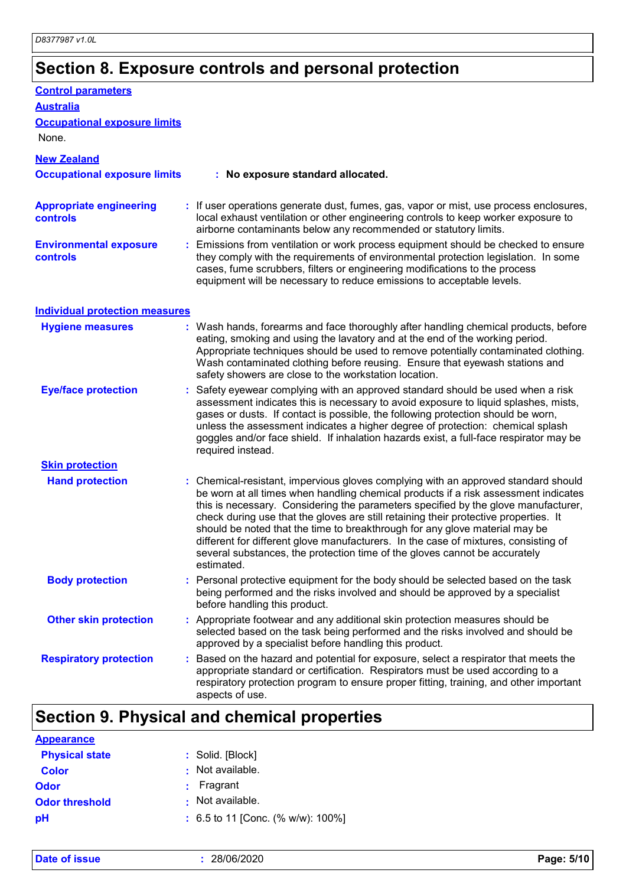## Section 8. Exposure controls and personal protection

### Control parameters

#### Australia

**Occupational exposure limits**

None.

#### New Zealand

**Occupational exposure limits** : **No exposure standard allocated.**

**Appropriate engineering controls** : If user operations generate dust, fumes, gas, vapor or mist, use process enclosures, local exhaust ventilation or other engineering controls to keep worker exposure to airborne contaminants below any recommended or statutory limits.

**Environmental exposure controls** : Emissions from ventilation or work process equipment should be checked to ensure they comply with the requirements of environmental protection legislation. In some cases, fume scrubbers, filters or engineering modifications to the process equipment will be necessary to reduce emissions to acceptable levels.

### Individual protection measures

**Hygiene measures** : Wash hands, forearms and face thoroughly after handling chemical products, before eating, smoking and using the lavatory and at the end of the working period. Appropriate techniques should be used to remove potentially contaminated clothing. Wash contaminated clothing before reusing. Ensure that eyewash stations and safety showers are close to the workstation location.

**Eye/face protection** : Safety eyewear complying with an approved standard should be used when a risk assessment indicates this is necessary to avoid exposure to liquid splashes, mists, gases or dusts. If contact is possible, the following protection should be worn, unless the assessment indicates a higher degree of protection: chemical splash goggles and/or face shield. If inhalation hazards exist, a full-face respirator may be required instead.

**Skin protection**

**Hand protection** : Chemical-resistant, impervious gloves complying with an approved standard should be worn at all times when handling chemical products if a risk assessment indicates this is necessary. Considering the parameters specified by the glove manufacturer, check during use that the gloves are still retaining their protective properties. It should be noted that the time to breakthrough for any glove material may be different for different glove manufacturers. In the case of mixtures, consisting of several substances, the protection time of the gloves cannot be accurately estimated.

**Body protection** : Personal protective equipment for the body should be selected based on the task being performed and the risks involved and should be approved by a specialist before handling this product.

**Other skin protection** : Appropriate footwear and any additional skin protection measures should be selected based on the task being performed and the risks involved and should be approved by a specialist before handling this product.

**Respiratory protection** : Based on the hazard and potential for exposure, select a respirator that meets the appropriate standard or certification. Respirators must be used according to a respiratory protection program to ensure proper fitting, training, and other important aspects of use.

## Section 9. Physical and chemical properties

### Appearance

**Physical state** : Solid. [Block]

**Color** : Not available.

**Odor** : Fragrant

**Odor threshold** : Not available.

**pH** : 6.5 to 11 [Conc. (% w/w): 100%]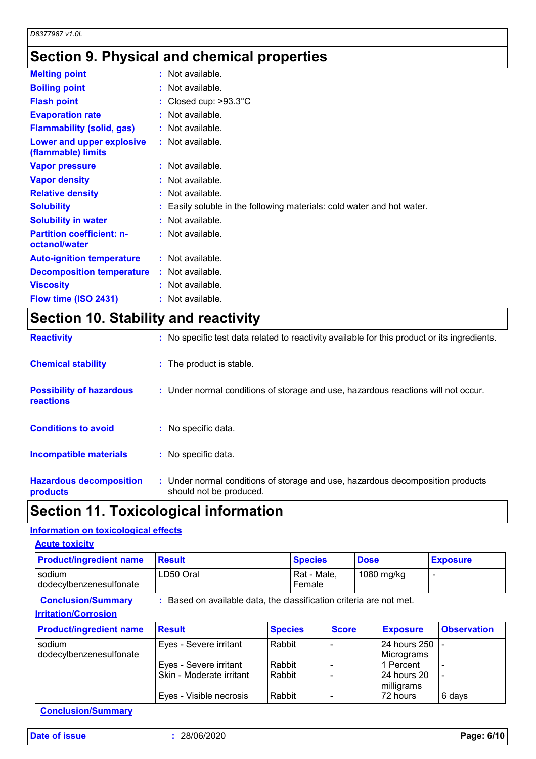## Section 9. Physical and chemical properties

| | |
|---|---|
| **Melting point** | : Not available. |
| **Boiling point** | : Not available. |
| **Flash point** | : Closed cup: >93.3°C |
| **Evaporation rate** | : Not available. |
| **Flammability (solid, gas)** | : Not available. |
| **Lower and upper explosive (flammable) limits** | : Not available. |
| **Vapor pressure** | : Not available. |
| **Vapor density** | : Not available. |
| **Relative density** | : Not available. |
| **Solubility** | : Easily soluble in the following materials: cold water and hot water. |
| **Solubility in water** | : Not available. |
| **Partition coefficient: n-octanol/water** | : Not available. |
| **Auto-ignition temperature** | : Not available. |
| **Decomposition temperature** | : Not available. |
| **Viscosity** | : Not available. |
| **Flow time (ISO 2431)** | : Not available. |

## Section 10. Stability and reactivity

| | |
|---|---|
| **Reactivity** | : No specific test data related to reactivity available for this product or its ingredients. |
| **Chemical stability** | : The product is stable. |
| **Possibility of hazardous reactions** | : Under normal conditions of storage and use, hazardous reactions will not occur. |
| **Conditions to avoid** | : No specific data. |
| **Incompatible materials** | : No specific data. |
| **Hazardous decomposition products** | : Under normal conditions of storage and use, hazardous decomposition products should not be produced. |

## Section 11. Toxicological information

### Information on toxicological effects

#### Acute toxicity

| Product/ingredient name | Result | Species | Dose | Exposure |
|---|---|---|---|---|
| sodium dodecylbenzenesulfonate | LD50 Oral | Rat - Male, Female | 1080 mg/kg | - |

**Conclusion/Summary** : Based on available data, the classification criteria are not met.

#### Irritation/Corrosion

| Product/ingredient name | Result | Species | Score | Exposure | Observation |
|---|---|---|---|---|---|
| sodium dodecylbenzenesulfonate | Eyes - Severe irritant | Rabbit | - | 24 hours 250 Micrograms | - |
| | Eyes - Severe irritant | Rabbit | - | 1 Percent | - |
| | Skin - Moderate irritant | Rabbit | - | 24 hours 20 milligrams | - |
| | Eyes - Visible necrosis | Rabbit | - | 72 hours | 6 days |

**Conclusion/Summary**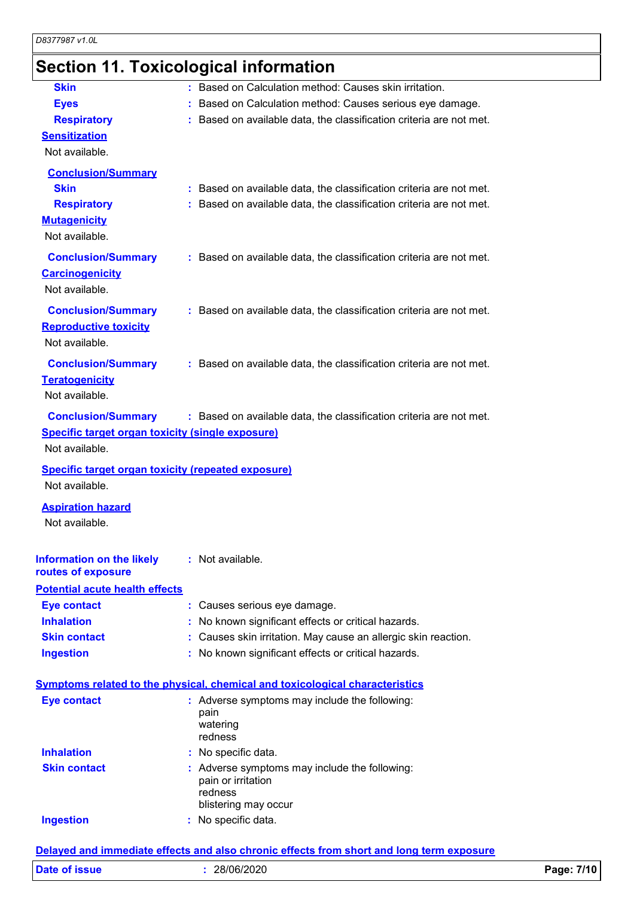# Section 11. Toxicological information

**Skin** : Based on Calculation method: Causes skin irritation.

**Eyes** : Based on Calculation method: Causes serious eye damage.

**Respiratory** : Based on available data, the classification criteria are not met.

**Sensitization**

Not available.

**Conclusion/Summary**

**Skin** : Based on available data, the classification criteria are not met.

**Respiratory** : Based on available data, the classification criteria are not met.

**Mutagenicity**

Not available.

**Conclusion/Summary** : Based on available data, the classification criteria are not met.

**Carcinogenicity**

Not available.

**Conclusion/Summary** : Based on available data, the classification criteria are not met.

**Reproductive toxicity**

Not available.

**Conclusion/Summary** : Based on available data, the classification criteria are not met.

**Teratogenicity**

Not available.

**Conclusion/Summary** : Based on available data, the classification criteria are not met.

**Specific target organ toxicity (single exposure)**

Not available.

**Specific target organ toxicity (repeated exposure)**

Not available.

**Aspiration hazard**

Not available.

**Information on the likely routes of exposure** : Not available.

**Potential acute health effects**

**Eye contact** : Causes serious eye damage.

**Inhalation** : No known significant effects or critical hazards.

**Skin contact** : Causes skin irritation. May cause an allergic skin reaction.

**Ingestion** : No known significant effects or critical hazards.

**Symptoms related to the physical, chemical and toxicological characteristics**

**Eye contact** : Adverse symptoms may include the following:
pain
watering
redness

**Inhalation** : No specific data.

**Skin contact** : Adverse symptoms may include the following:
pain or irritation
redness
blistering may occur

**Ingestion** : No specific data.

**Delayed and immediate effects and also chronic effects from short and long term exposure**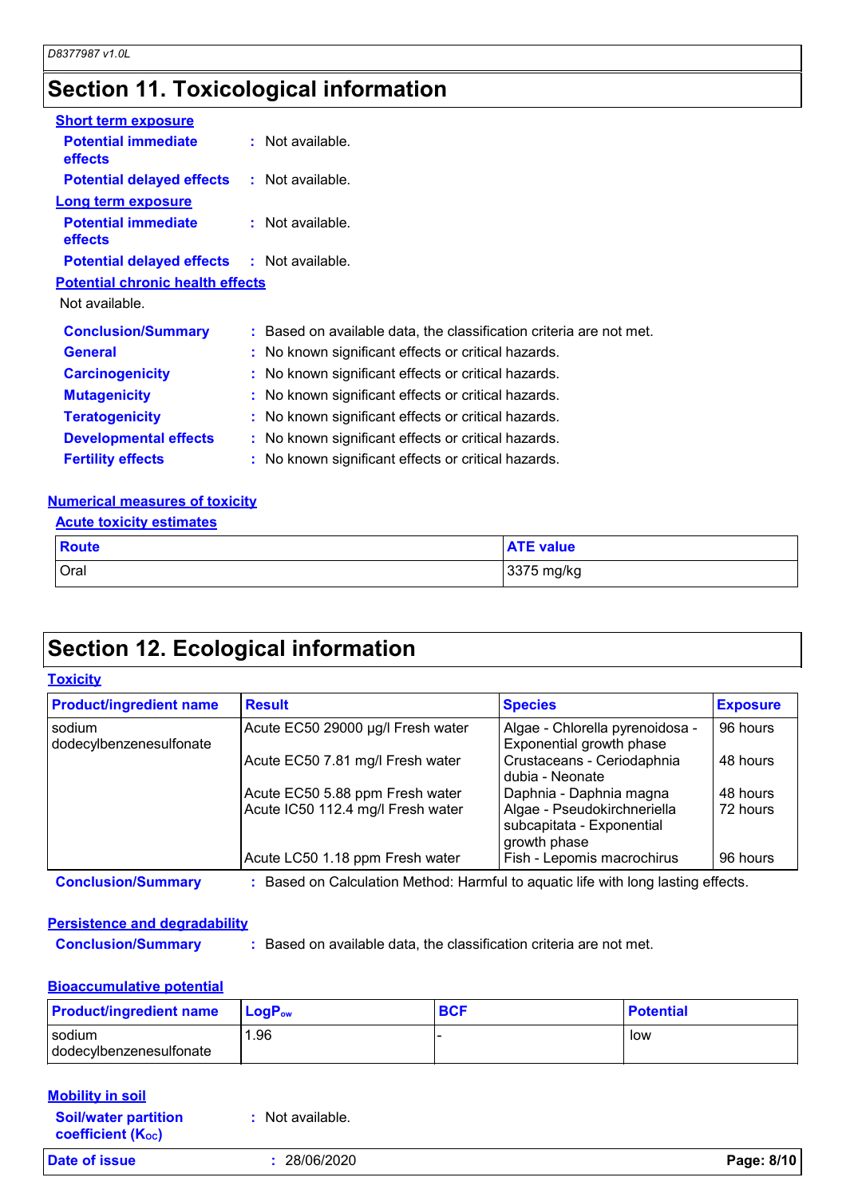# Section 11. Toxicological information

**Short term exposure**

**Potential immediate effects** : Not available.

**Potential delayed effects** : Not available.

**Long term exposure**

**Potential immediate effects** : Not available.

**Potential delayed effects** : Not available.

**Potential chronic health effects**

Not available.

**Conclusion/Summary** : Based on available data, the classification criteria are not met.

**General** : No known significant effects or critical hazards.

**Carcinogenicity** : No known significant effects or critical hazards.

**Mutagenicity** : No known significant effects or critical hazards.

**Teratogenicity** : No known significant effects or critical hazards.

**Developmental effects** : No known significant effects or critical hazards.

**Fertility effects** : No known significant effects or critical hazards.

**Numerical measures of toxicity**

**Acute toxicity estimates**

| Route | ATE value |
|---|---|
| Oral | 3375 mg/kg |

# Section 12. Ecological information

**Toxicity**

| Product/ingredient name | Result | Species | Exposure |
|---|---|---|---|
| sodium dodecylbenzenesulfonate | Acute EC50 29000 µg/l Fresh water | Algae - Chlorella pyrenoidosa - Exponential growth phase | 96 hours |
| | Acute EC50 7.81 mg/l Fresh water | Crustaceans - Ceriodaphnia dubia - Neonate | 48 hours |
| | Acute EC50 5.88 ppm Fresh water | Daphnia - Daphnia magna | 48 hours |
| | Acute IC50 112.4 mg/l Fresh water | Algae - Pseudokirchneriella subcapitata - Exponential growth phase | 72 hours |
| | Acute LC50 1.18 ppm Fresh water | Fish - Lepomis macrochirus | 96 hours |

**Conclusion/Summary** : Based on Calculation Method: Harmful to aquatic life with long lasting effects.

**Persistence and degradability**

**Conclusion/Summary** : Based on available data, the classification criteria are not met.

**Bioaccumulative potential**

| Product/ingredient name | $LogP_{ow}$ | BCF | Potential |
|---|---|---|---|
| sodium dodecylbenzenesulfonate | 1.96 | - | low |

**Mobility in soil**

**Soil/water partition coefficient ($K_{OC}$)** : Not available.

**Date of issue** : 28/06/2020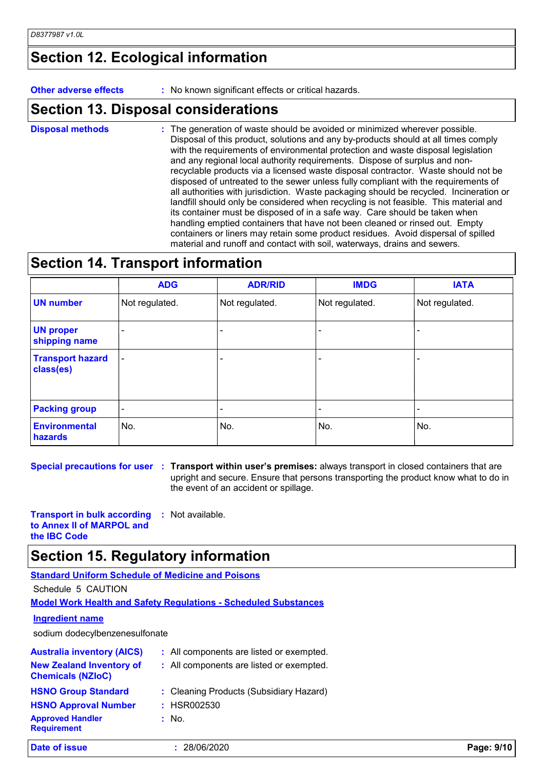## Section 12. Ecological information

**Other adverse effects** : No known significant effects or critical hazards.

## Section 13. Disposal considerations

**Disposal methods** : The generation of waste should be avoided or minimized wherever possible. Disposal of this product, solutions and any by-products should at all times comply with the requirements of environmental protection and waste disposal legislation and any regional local authority requirements. Dispose of surplus and non-recyclable products via a licensed waste disposal contractor. Waste should not be disposed of untreated to the sewer unless fully compliant with the requirements of all authorities with jurisdiction. Waste packaging should be recycled. Incineration or landfill should only be considered when recycling is not feasible. This material and its container must be disposed of in a safe way. Care should be taken when handling emptied containers that have not been cleaned or rinsed out. Empty containers or liners may retain some product residues. Avoid dispersal of spilled material and runoff and contact with soil, waterways, drains and sewers.

## Section 14. Transport information

| | ADG | ADR/RID | IMDG | IATA |
|---|---|---|---|---|
| **UN number** | Not regulated. | Not regulated. | Not regulated. | Not regulated. |
| **UN proper shipping name** | - | - | - | - |
| **Transport hazard class(es)** | - | - | - | - |
| **Packing group** | - | - | - | - |
| **Environmental hazards** | No. | No. | No. | No. |

**Special precautions for user** : **Transport within user's premises:** always transport in closed containers that are upright and secure. Ensure that persons transporting the product know what to do in the event of an accident or spillage.

**Transport in bulk according to Annex II of MARPOL and the IBC Code** : Not available.

## Section 15. Regulatory information

**Standard Uniform Schedule of Medicine and Poisons**

Schedule 5 CAUTION

**Model Work Health and Safety Regulations - Scheduled Substances**

**Ingredient name**

sodium dodecylbenzenesulfonate

**Australia inventory (AICS)** : All components are listed or exempted.

**New Zealand Inventory of Chemicals (NZIoC)** : All components are listed or exempted.

**HSNO Group Standard** : Cleaning Products (Subsidiary Hazard)

**HSNO Approval Number** : HSR002530

**Approved Handler Requirement** : No.

**Date of issue** : 28/06/2020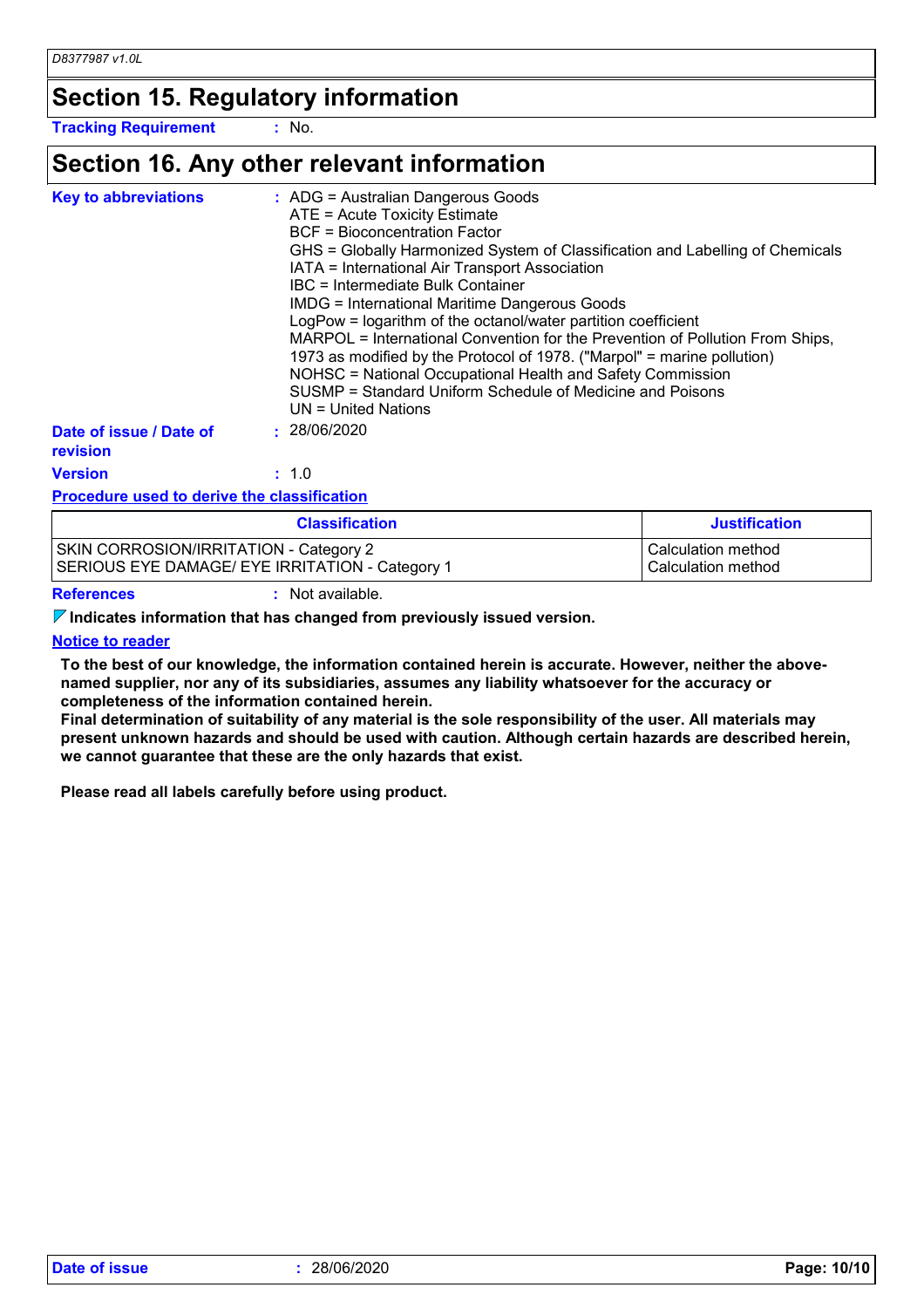## Section 15. Regulatory information

**Tracking Requirement** : No.

## Section 16. Any other relevant information

**Key to abbreviations** : ADG = Australian Dangerous Goods
ATE = Acute Toxicity Estimate
BCF = Bioconcentration Factor
GHS = Globally Harmonized System of Classification and Labelling of Chemicals
IATA = International Air Transport Association
IBC = Intermediate Bulk Container
IMDG = International Maritime Dangerous Goods
LogPow = logarithm of the octanol/water partition coefficient
MARPOL = International Convention for the Prevention of Pollution From Ships, 1973 as modified by the Protocol of 1978. ("Marpol" = marine pollution)
NOHSC = National Occupational Health and Safety Commission
SUSMP = Standard Uniform Schedule of Medicine and Poisons
UN = United Nations

**Date of issue / Date of revision** : 28/06/2020

**Version** : 1.0

**Procedure used to derive the classification**

| Classification | Justification |
|---|---|
| SKIN CORROSION/IRRITATION - Category 2 | Calculation method |
| SERIOUS EYE DAMAGE/ EYE IRRITATION - Category 1 | Calculation method |

**References** : Not available.

**Indicates information that has changed from previously issued version.**

**Notice to reader**

**To the best of our knowledge, the information contained herein is accurate. However, neither the above-named supplier, nor any of its subsidiaries, assumes any liability whatsoever for the accuracy or completeness of the information contained herein.**
**Final determination of suitability of any material is the sole responsibility of the user. All materials may present unknown hazards and should be used with caution. Although certain hazards are described herein, we cannot guarantee that these are the only hazards that exist.**

**Please read all labels carefully before using product.**